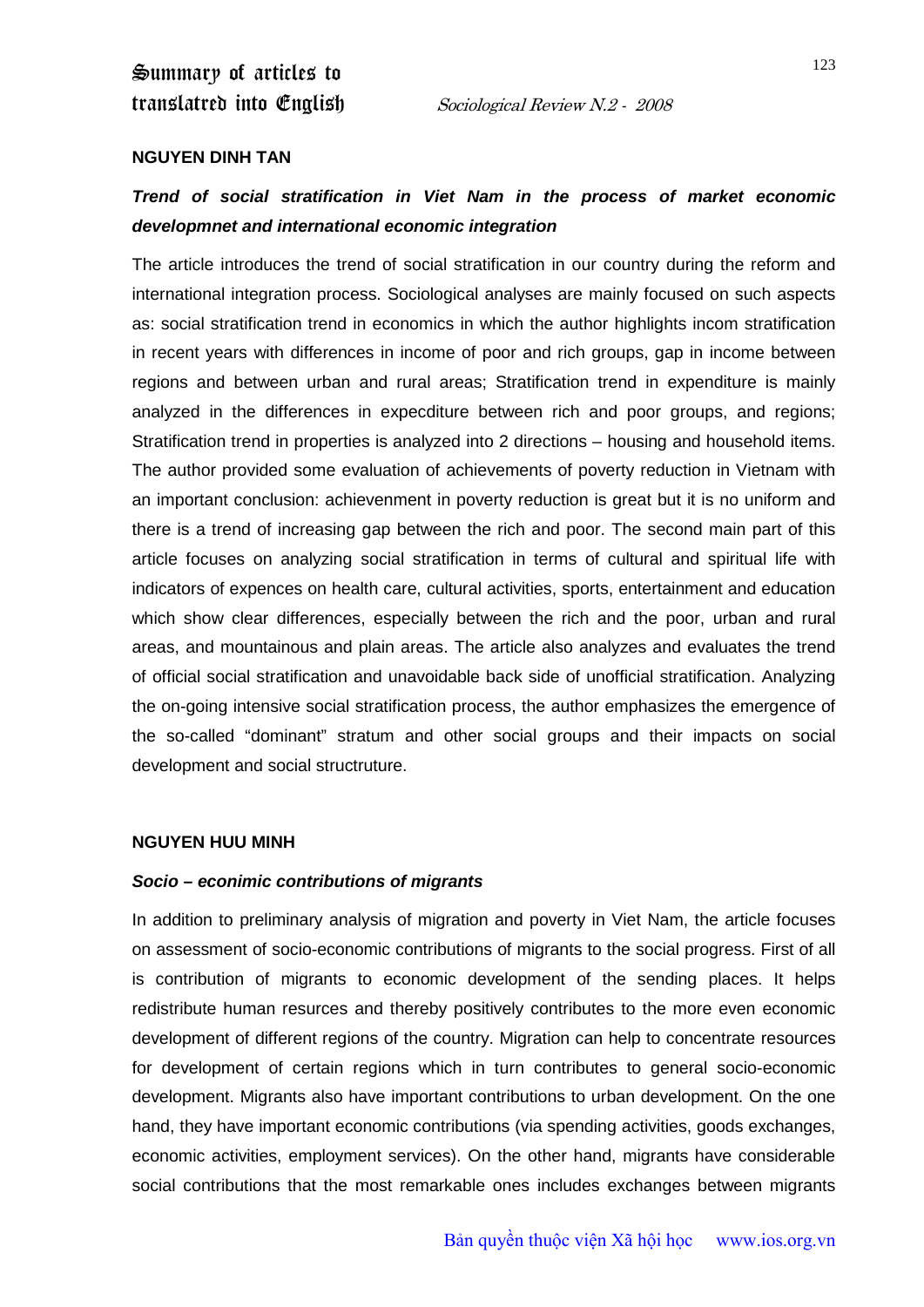# Summary of articles to translatred into English

Sociological Review N.2 - 2008

**NGUYEN DINH TAN**

***Trend of social stratification in Viet Nam in the process of market economic developmnet and international economic integration***

The article introduces the trend of social stratification in our country during the reform and international integration process. Sociological analyses are mainly focused on such aspects as: social stratification trend in economics in which the author highlights incom stratification in recent years with differences in income of poor and rich groups, gap in income between regions and between urban and rural areas; Stratification trend in expenditure is mainly analyzed in the differences in expecditure between rich and poor groups, and regions; Stratification trend in properties is analyzed into 2 directions – housing and household items. The author provided some evaluation of achievements of poverty reduction in Vietnam with an important conclusion: achievenment in poverty reduction is great but it is no uniform and there is a trend of increasing gap between the rich and poor. The second main part of this article focuses on analyzing social stratification in terms of cultural and spiritual life with indicators of expences on health care, cultural activities, sports, entertainment and education which show clear differences, especially between the rich and the poor, urban and rural areas, and mountainous and plain areas. The article also analyzes and evaluates the trend of official social stratification and unavoidable back side of unofficial stratification. Analyzing the on-going intensive social stratification process, the author emphasizes the emergence of the so-called "dominant" stratum and other social groups and their impacts on social development and social structruture.

**NGUYEN HUU MINH**

***Socio – econimic contributions of migrants***

In addition to preliminary analysis of migration and poverty in Viet Nam, the article focuses on assessment of socio-economic contributions of migrants to the social progress. First of all is contribution of migrants to economic development of the sending places. It helps redistribute human resurces and thereby positively contributes to the more even economic development of different regions of the country. Migration can help to concentrate resources for development of certain regions which in turn contributes to general socio-economic development. Migrants also have important contributions to urban development. On the one hand, they have important economic contributions (via spending activities, goods exchanges, economic activities, employment services). On the other hand, migrants have considerable social contributions that the most remarkable ones includes exchanges between migrants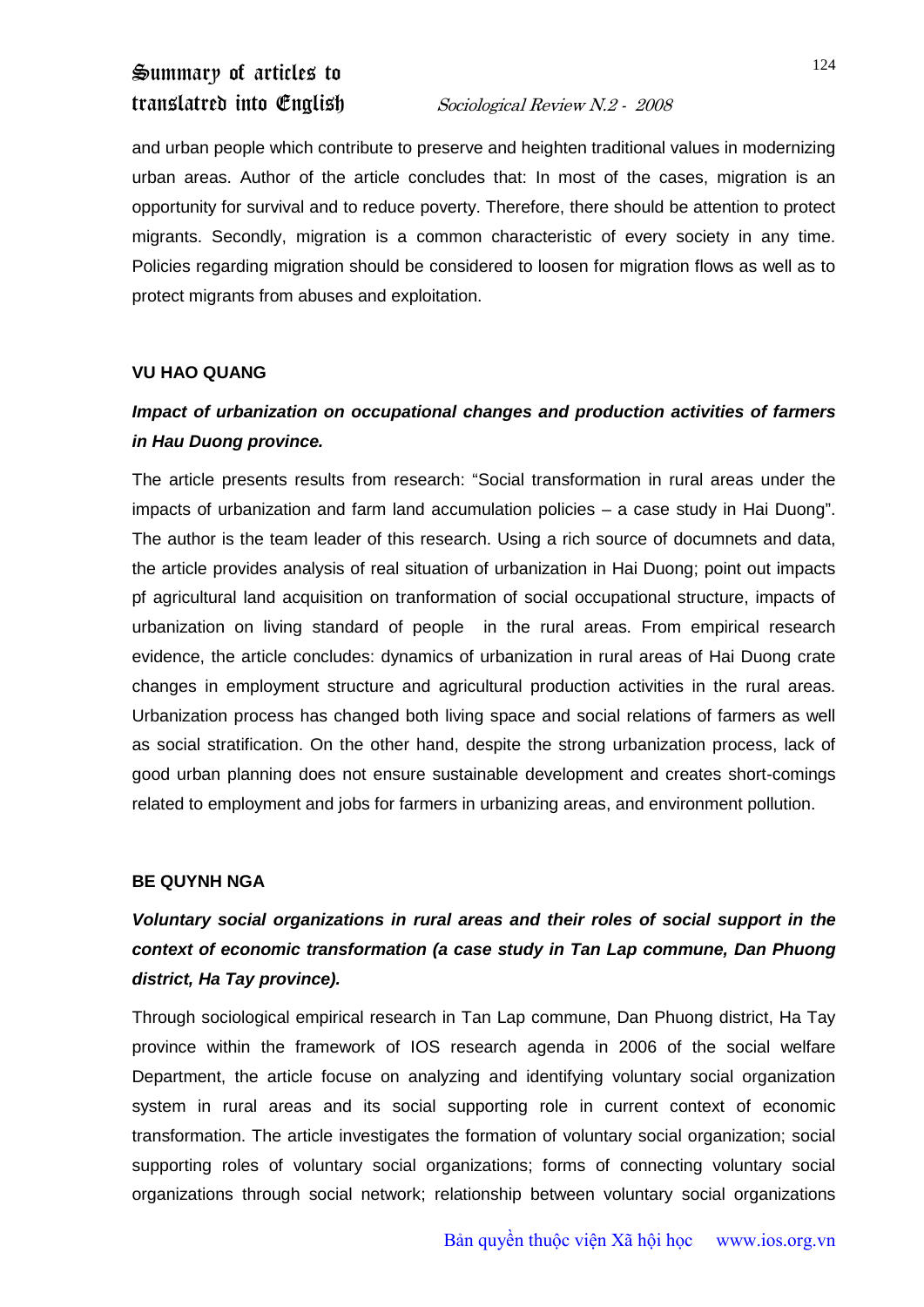and urban people which contribute to preserve and heighten traditional values in modernizing urban areas. Author of the article concludes that: In most of the cases, migration is an opportunity for survival and to reduce poverty. Therefore, there should be attention to protect migrants. Secondly, migration is a common characteristic of every society in any time. Policies regarding migration should be considered to loosen for migration flows as well as to protect migrants from abuses and exploitation.

**VU HAO QUANG**

***Impact of urbanization on occupational changes and production activities of farmers in Hau Duong province.***

The article presents results from research: "Social transformation in rural areas under the impacts of urbanization and farm land accumulation policies – a case study in Hai Duong". The author is the team leader of this research. Using a rich source of documnets and data, the article provides analysis of real situation of urbanization in Hai Duong; point out impacts pf agricultural land acquisition on tranformation of social occupational structure, impacts of urbanization on living standard of people in the rural areas. From empirical research evidence, the article concludes: dynamics of urbanization in rural areas of Hai Duong crate changes in employment structure and agricultural production activities in the rural areas. Urbanization process has changed both living space and social relations of farmers as well as social stratification. On the other hand, despite the strong urbanization process, lack of good urban planning does not ensure sustainable development and creates short-comings related to employment and jobs for farmers in urbanizing areas, and environment pollution.

**BE QUYNH NGA**

***Voluntary social organizations in rural areas and their roles of social support in the context of economic transformation (a case study in Tan Lap commune, Dan Phuong district, Ha Tay province).***

Through sociological empirical research in Tan Lap commune, Dan Phuong district, Ha Tay province within the framework of IOS research agenda in 2006 of the social welfare Department, the article focuse on analyzing and identifying voluntary social organization system in rural areas and its social supporting role in current context of economic transformation. The article investigates the formation of voluntary social organization; social supporting roles of voluntary social organizations; forms of connecting voluntary social organizations through social network; relationship between voluntary social organizations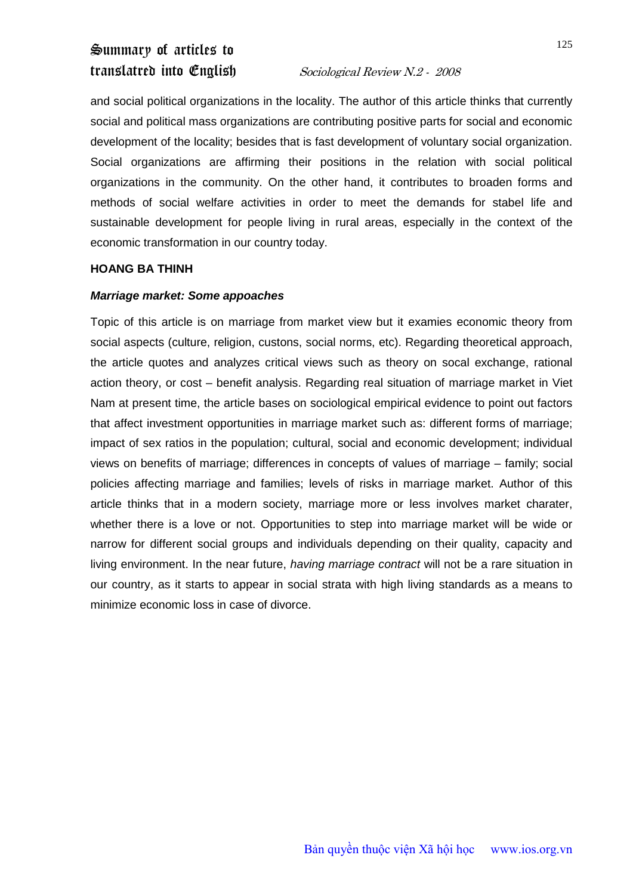and social political organizations in the locality. The author of this article thinks that currently social and political mass organizations are contributing positive parts for social and economic development of the locality; besides that is fast development of voluntary social organization. Social organizations are affirming their positions in the relation with social political organizations in the community. On the other hand, it contributes to broaden forms and methods of social welfare activities in order to meet the demands for stabel life and sustainable development for people living in rural areas, especially in the context of the economic transformation in our country today.

**HOANG BA THINH**

***Marriage market: Some appoaches***

Topic of this article is on marriage from market view but it examies economic theory from social aspects (culture, religion, custons, social norms, etc). Regarding theoretical approach, the article quotes and analyzes critical views such as theory on socal exchange, rational action theory, or cost – benefit analysis. Regarding real situation of marriage market in Viet Nam at present time, the article bases on sociological empirical evidence to point out factors that affect investment opportunities in marriage market such as: different forms of marriage; impact of sex ratios in the population; cultural, social and economic development; individual views on benefits of marriage; differences in concepts of values of marriage – family; social policies affecting marriage and families; levels of risks in marriage market. Author of this article thinks that in a modern society, marriage more or less involves market charater, whether there is a love or not. Opportunities to step into marriage market will be wide or narrow for different social groups and individuals depending on their quality, capacity and living environment. In the near future, *having marriage contract* will not be a rare situation in our country, as it starts to appear in social strata with high living standards as a means to minimize economic loss in case of divorce.